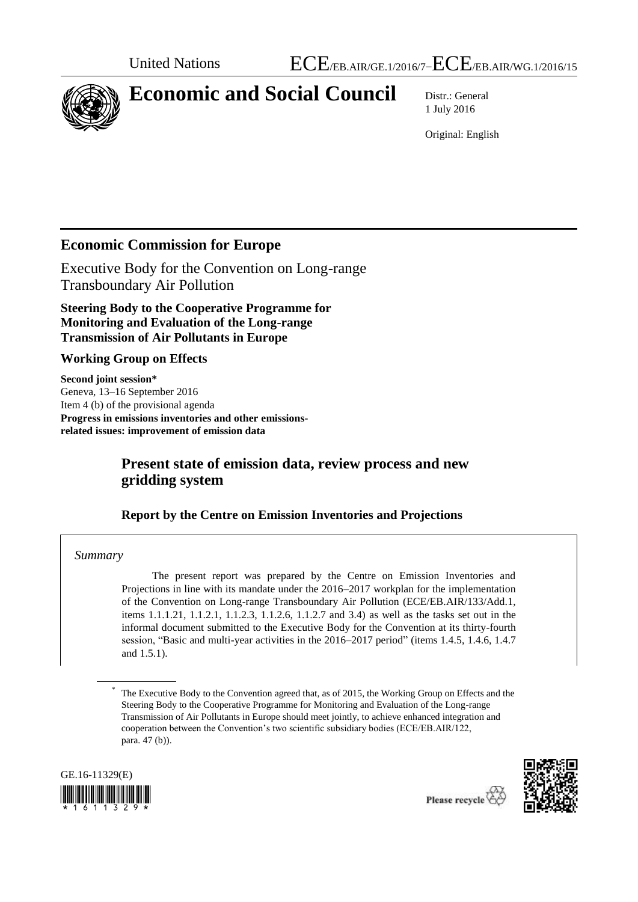United Nations ECE/EB.AIR/GE.1/2016/7–ECE/EB.AIR/WG.1/2016/15

# Economic and Social Council

Distr.: General
1 July 2016

Original: English

## Economic Commission for Europe

Executive Body for the Convention on Long-range Transboundary Air Pollution

**Steering Body to the Cooperative Programme for Monitoring and Evaluation of the Long-range Transmission of Air Pollutants in Europe**

**Working Group on Effects**

**Second joint session***
Geneva, 13–16 September 2016
Item 4 (b) of the provisional agenda
**Progress in emissions inventories and other emissions-related issues: improvement of emission data**

# Present state of emission data, review process and new gridding system

### Report by the Centre on Emission Inventories and Projections

*Summary*

The present report was prepared by the Centre on Emission Inventories and Projections in line with its mandate under the 2016–2017 workplan for the implementation of the Convention on Long-range Transboundary Air Pollution (ECE/EB.AIR/133/Add.1, items 1.1.1.21, 1.1.2.1, 1.1.2.3, 1.1.2.6, 1.1.2.7 and 3.4) as well as the tasks set out in the informal document submitted to the Executive Body for the Convention at its thirty-fourth session, "Basic and multi-year activities in the 2016–2017 period" (items 1.4.5, 1.4.6, 1.4.7 and 1.5.1).

\* The Executive Body to the Convention agreed that, as of 2015, the Working Group on Effects and the Steering Body to the Cooperative Programme for Monitoring and Evaluation of the Long-range Transmission of Air Pollutants in Europe should meet jointly, to achieve enhanced integration and cooperation between the Convention's two scientific subsidiary bodies (ECE/EB.AIR/122, para. 47 (b)).

GE.16-11329(E)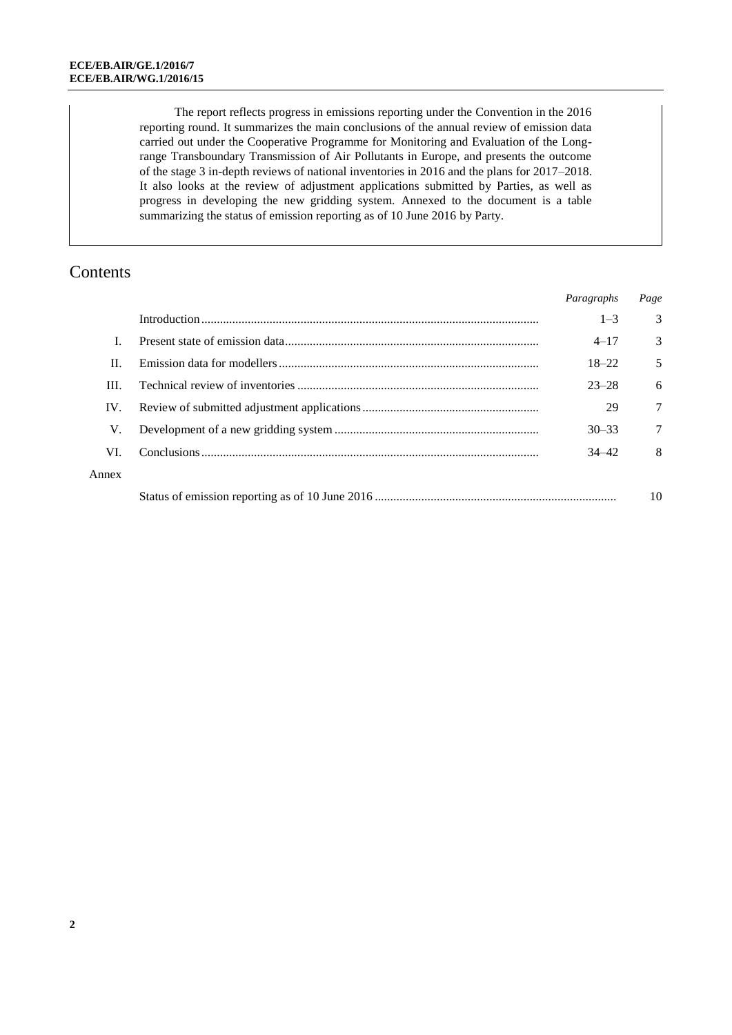The report reflects progress in emissions reporting under the Convention in the 2016 reporting round. It summarizes the main conclusions of the annual review of emission data carried out under the Cooperative Programme for Monitoring and Evaluation of the Long-range Transboundary Transmission of Air Pollutants in Europe, and presents the outcome of the stage 3 in-depth reviews of national inventories in 2016 and the plans for 2017–2018. It also looks at the review of adjustment applications submitted by Parties, as well as progress in developing the new gridding system. Annexed to the document is a table summarizing the status of emission reporting as of 10 June 2016 by Party.

# Contents

| | | *Paragraphs* | *Page* |
|---|---|---|---|
| | Introduction | 1–3 | 3 |
| I. | Present state of emission data | 4–17 | 3 |
| II. | Emission data for modellers | 18–22 | 5 |
| III. | Technical review of inventories | 23–28 | 6 |
| IV. | Review of submitted adjustment applications | 29 | 7 |
| V. | Development of a new gridding system | 30–33 | 7 |
| VI. | Conclusions | 34–42 | 8 |
| Annex | | | |
| | Status of emission reporting as of 10 June 2016 | | 10 |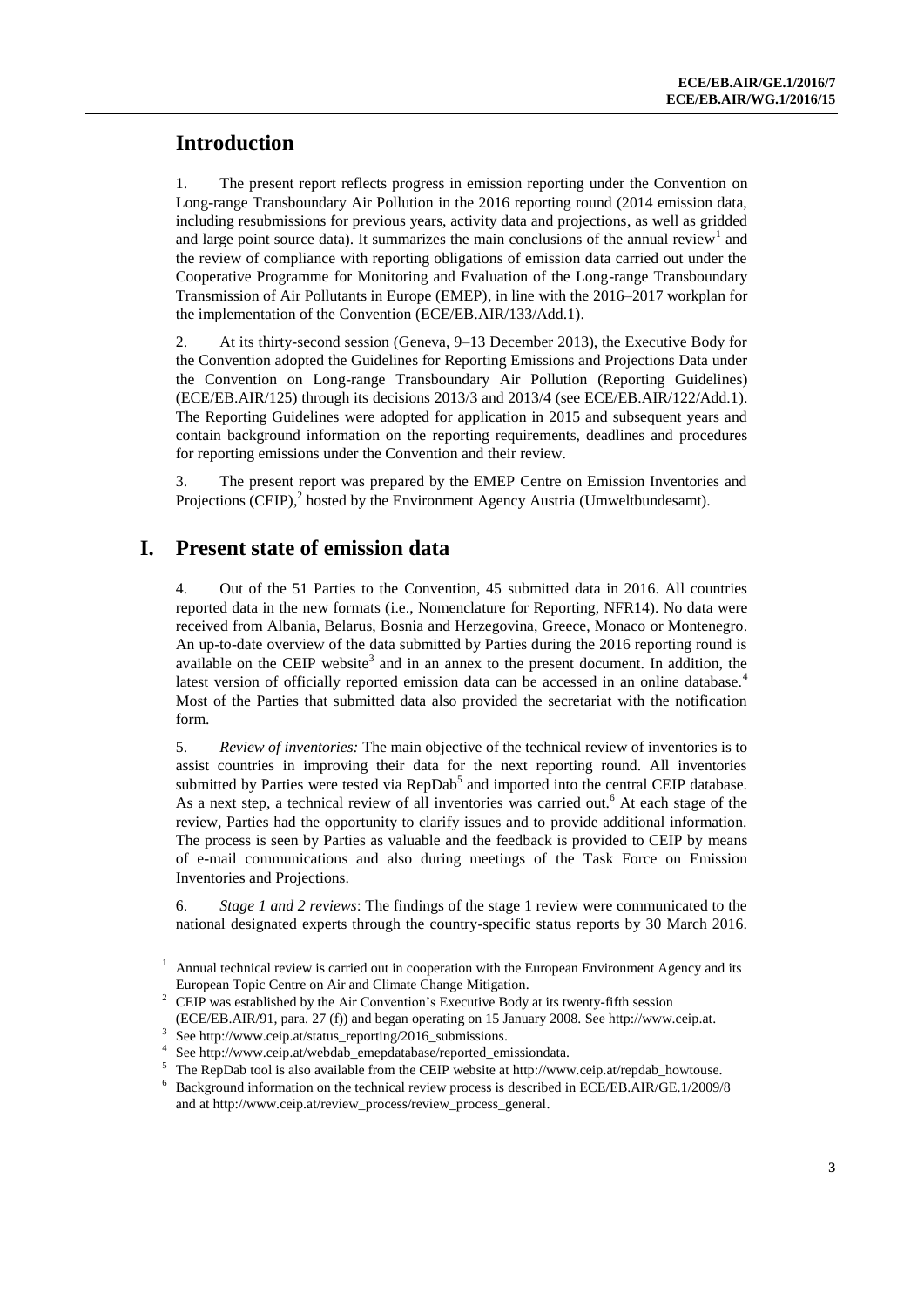# Introduction

1. The present report reflects progress in emission reporting under the Convention on Long-range Transboundary Air Pollution in the 2016 reporting round (2014 emission data, including resubmissions for previous years, activity data and projections, as well as gridded and large point source data). It summarizes the main conclusions of the annual review[1] and the review of compliance with reporting obligations of emission data carried out under the Cooperative Programme for Monitoring and Evaluation of the Long-range Transboundary Transmission of Air Pollutants in Europe (EMEP), in line with the 2016–2017 workplan for the implementation of the Convention (ECE/EB.AIR/133/Add.1).

2. At its thirty-second session (Geneva, 9–13 December 2013), the Executive Body for the Convention adopted the Guidelines for Reporting Emissions and Projections Data under the Convention on Long-range Transboundary Air Pollution (Reporting Guidelines) (ECE/EB.AIR/125) through its decisions 2013/3 and 2013/4 (see ECE/EB.AIR/122/Add.1). The Reporting Guidelines were adopted for application in 2015 and subsequent years and contain background information on the reporting requirements, deadlines and procedures for reporting emissions under the Convention and their review.

3. The present report was prepared by the EMEP Centre on Emission Inventories and Projections (CEIP),[2] hosted by the Environment Agency Austria (Umweltbundesamt).

# I. Present state of emission data

4. Out of the 51 Parties to the Convention, 45 submitted data in 2016. All countries reported data in the new formats (i.e., Nomenclature for Reporting, NFR14). No data were received from Albania, Belarus, Bosnia and Herzegovina, Greece, Monaco or Montenegro. An up-to-date overview of the data submitted by Parties during the 2016 reporting round is available on the CEIP website[3] and in an annex to the present document. In addition, the latest version of officially reported emission data can be accessed in an online database.[4] Most of the Parties that submitted data also provided the secretariat with the notification form.

5. *Review of inventories:* The main objective of the technical review of inventories is to assist countries in improving their data for the next reporting round. All inventories submitted by Parties were tested via RepDab[5] and imported into the central CEIP database. As a next step, a technical review of all inventories was carried out.[6] At each stage of the review, Parties had the opportunity to clarify issues and to provide additional information. The process is seen by Parties as valuable and the feedback is provided to CEIP by means of e-mail communications and also during meetings of the Task Force on Emission Inventories and Projections.

6. *Stage 1 and 2 reviews*: The findings of the stage 1 review were communicated to the national designated experts through the country-specific status reports by 30 March 2016.

---

[1] Annual technical review is carried out in cooperation with the European Environment Agency and its European Topic Centre on Air and Climate Change Mitigation.

[2] CEIP was established by the Air Convention's Executive Body at its twenty-fifth session (ECE/EB.AIR/91, para. 27 (f)) and began operating on 15 January 2008. See http://www.ceip.at.

[3] See http://www.ceip.at/status_reporting/2016_submissions.

[4] See http://www.ceip.at/webdab_emepdatabase/reported_emissiondata.

[5] The RepDab tool is also available from the CEIP website at http://www.ceip.at/repdab_howtouse.

[6] Background information on the technical review process is described in ECE/EB.AIR/GE.1/2009/8 and at http://www.ceip.at/review_process/review_process_general.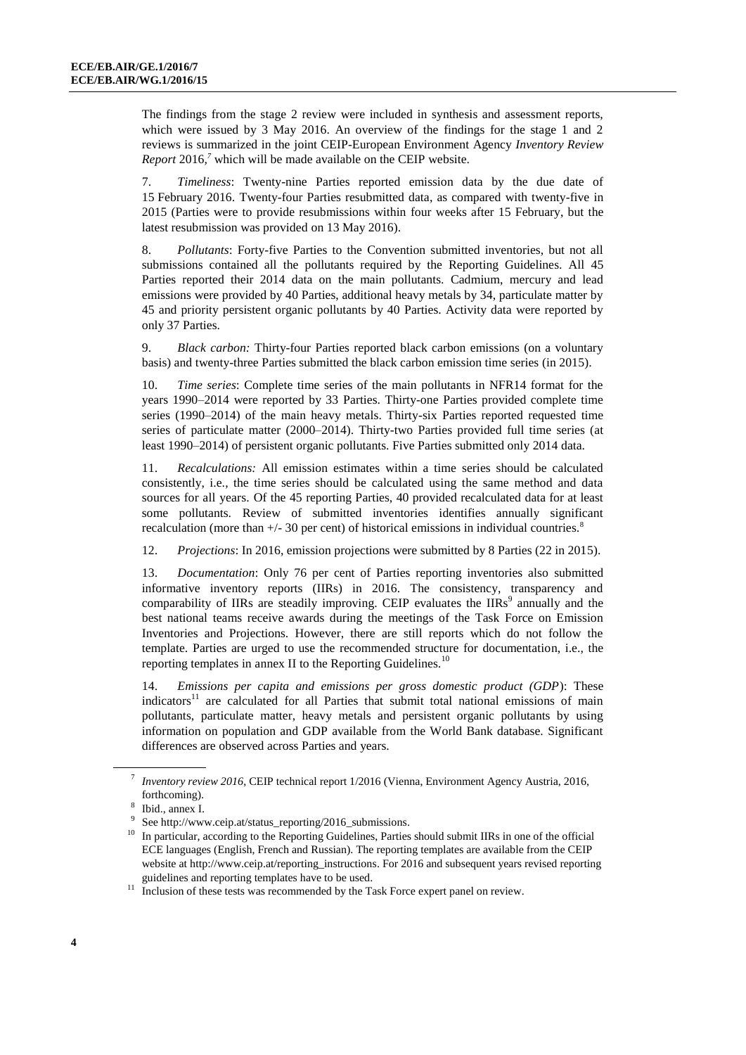The findings from the stage 2 review were included in synthesis and assessment reports, which were issued by 3 May 2016. An overview of the findings for the stage 1 and 2 reviews is summarized in the joint CEIP-European Environment Agency *Inventory Review Report* 2016,[7] which will be made available on the CEIP website.

7. *Timeliness*: Twenty-nine Parties reported emission data by the due date of 15 February 2016. Twenty-four Parties resubmitted data, as compared with twenty-five in 2015 (Parties were to provide resubmissions within four weeks after 15 February, but the latest resubmission was provided on 13 May 2016).

8. *Pollutants*: Forty-five Parties to the Convention submitted inventories, but not all submissions contained all the pollutants required by the Reporting Guidelines. All 45 Parties reported their 2014 data on the main pollutants. Cadmium, mercury and lead emissions were provided by 40 Parties, additional heavy metals by 34, particulate matter by 45 and priority persistent organic pollutants by 40 Parties. Activity data were reported by only 37 Parties.

9. *Black carbon:* Thirty-four Parties reported black carbon emissions (on a voluntary basis) and twenty-three Parties submitted the black carbon emission time series (in 2015).

10. *Time series*: Complete time series of the main pollutants in NFR14 format for the years 1990–2014 were reported by 33 Parties. Thirty-one Parties provided complete time series (1990–2014) of the main heavy metals. Thirty-six Parties reported requested time series of particulate matter (2000–2014). Thirty-two Parties provided full time series (at least 1990–2014) of persistent organic pollutants. Five Parties submitted only 2014 data.

11. *Recalculations:* All emission estimates within a time series should be calculated consistently, i.e., the time series should be calculated using the same method and data sources for all years. Of the 45 reporting Parties, 40 provided recalculated data for at least some pollutants. Review of submitted inventories identifies annually significant recalculation (more than +/- 30 per cent) of historical emissions in individual countries.[8]

12. *Projections*: In 2016, emission projections were submitted by 8 Parties (22 in 2015).

13. *Documentation*: Only 76 per cent of Parties reporting inventories also submitted informative inventory reports (IIRs) in 2016. The consistency, transparency and comparability of IIRs are steadily improving. CEIP evaluates the IIRs[9] annually and the best national teams receive awards during the meetings of the Task Force on Emission Inventories and Projections. However, there are still reports which do not follow the template. Parties are urged to use the recommended structure for documentation, i.e., the reporting templates in annex II to the Reporting Guidelines.[10]

14. *Emissions per capita and emissions per gross domestic product (GDP)*: These indicators[11] are calculated for all Parties that submit total national emissions of main pollutants, particulate matter, heavy metals and persistent organic pollutants by using information on population and GDP available from the World Bank database. Significant differences are observed across Parties and years.

---

[7] *Inventory review 2016*, CEIP technical report 1/2016 (Vienna, Environment Agency Austria, 2016, forthcoming).

[8] Ibid., annex I.

[9] See http://www.ceip.at/status_reporting/2016_submissions.

[10] In particular, according to the Reporting Guidelines, Parties should submit IIRs in one of the official ECE languages (English, French and Russian). The reporting templates are available from the CEIP website at http://www.ceip.at/reporting_instructions. For 2016 and subsequent years revised reporting guidelines and reporting templates have to be used.

[11] Inclusion of these tests was recommended by the Task Force expert panel on review.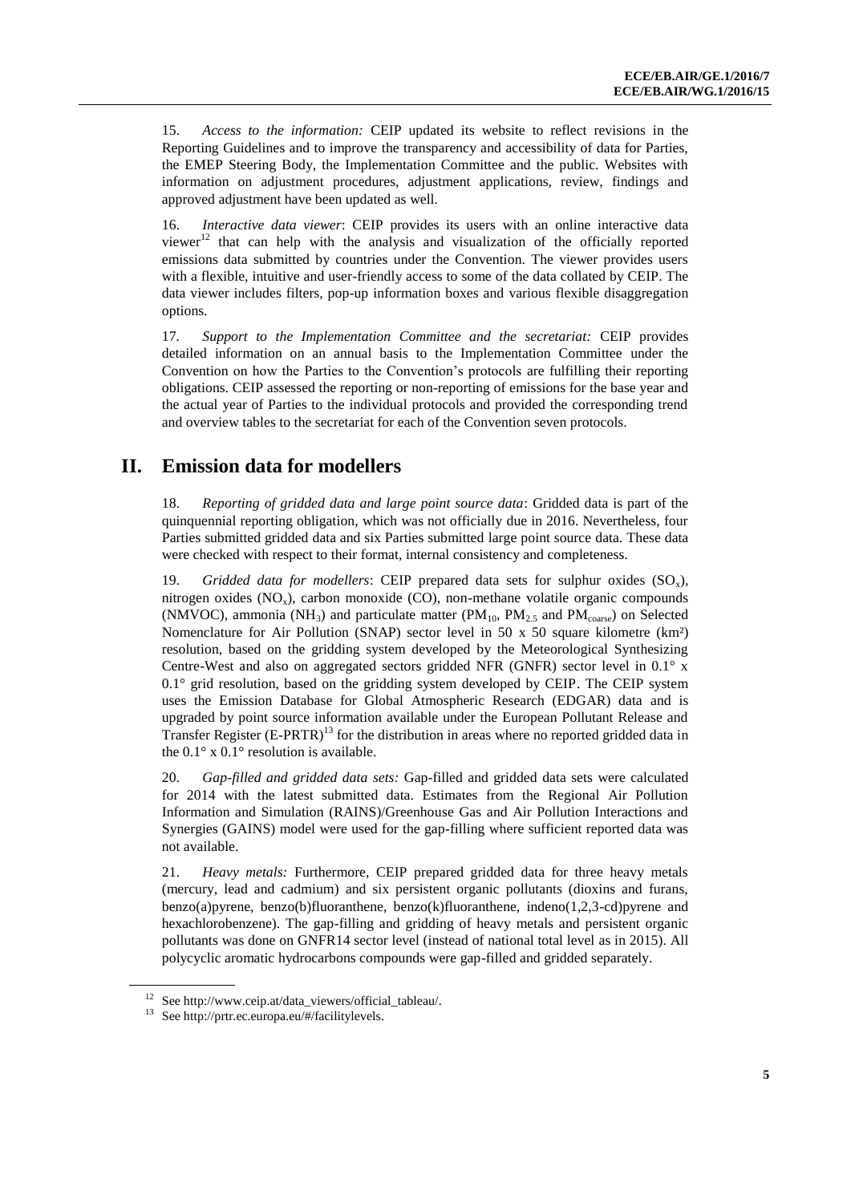15. *Access to the information:* CEIP updated its website to reflect revisions in the Reporting Guidelines and to improve the transparency and accessibility of data for Parties, the EMEP Steering Body, the Implementation Committee and the public. Websites with information on adjustment procedures, adjustment applications, review, findings and approved adjustment have been updated as well.

16. *Interactive data viewer*: CEIP provides its users with an online interactive data viewer[12] that can help with the analysis and visualization of the officially reported emissions data submitted by countries under the Convention. The viewer provides users with a flexible, intuitive and user-friendly access to some of the data collated by CEIP. The data viewer includes filters, pop-up information boxes and various flexible disaggregation options.

17. *Support to the Implementation Committee and the secretariat:* CEIP provides detailed information on an annual basis to the Implementation Committee under the Convention on how the Parties to the Convention's protocols are fulfilling their reporting obligations. CEIP assessed the reporting or non-reporting of emissions for the base year and the actual year of Parties to the individual protocols and provided the corresponding trend and overview tables to the secretariat for each of the Convention seven protocols.

# II. Emission data for modellers

18. *Reporting of gridded data and large point source data*: Gridded data is part of the quinquennial reporting obligation, which was not officially due in 2016. Nevertheless, four Parties submitted gridded data and six Parties submitted large point source data. These data were checked with respect to their format, internal consistency and completeness.

19. *Gridded data for modellers*: CEIP prepared data sets for sulphur oxides ($SO_x$), nitrogen oxides ($NO_x$), carbon monoxide (CO), non-methane volatile organic compounds (NMVOC), ammonia ($NH_3$) and particulate matter ($PM_{10}$, $PM_{2.5}$ and $PM_{coarse}$) on Selected Nomenclature for Air Pollution (SNAP) sector level in 50 x 50 square kilometre (km²) resolution, based on the gridding system developed by the Meteorological Synthesizing Centre-West and also on aggregated sectors gridded NFR (GNFR) sector level in 0.1° x 0.1° grid resolution, based on the gridding system developed by CEIP. The CEIP system uses the Emission Database for Global Atmospheric Research (EDGAR) data and is upgraded by point source information available under the European Pollutant Release and Transfer Register (E-PRTR)[13] for the distribution in areas where no reported gridded data in the 0.1° x 0.1° resolution is available.

20. *Gap-filled and gridded data sets:* Gap-filled and gridded data sets were calculated for 2014 with the latest submitted data. Estimates from the Regional Air Pollution Information and Simulation (RAINS)/Greenhouse Gas and Air Pollution Interactions and Synergies (GAINS) model were used for the gap-filling where sufficient reported data was not available.

21. *Heavy metals:* Furthermore, CEIP prepared gridded data for three heavy metals (mercury, lead and cadmium) and six persistent organic pollutants (dioxins and furans, benzo(a)pyrene, benzo(b)fluoranthene, benzo(k)fluoranthene, indeno(1,2,3-cd)pyrene and hexachlorobenzene). The gap-filling and gridding of heavy metals and persistent organic pollutants was done on GNFR14 sector level (instead of national total level as in 2015). All polycyclic aromatic hydrocarbons compounds were gap-filled and gridded separately.

---

[12] See http://www.ceip.at/data_viewers/official_tableau/.

[13] See http://prtr.ec.europa.eu/#/facilitylevels.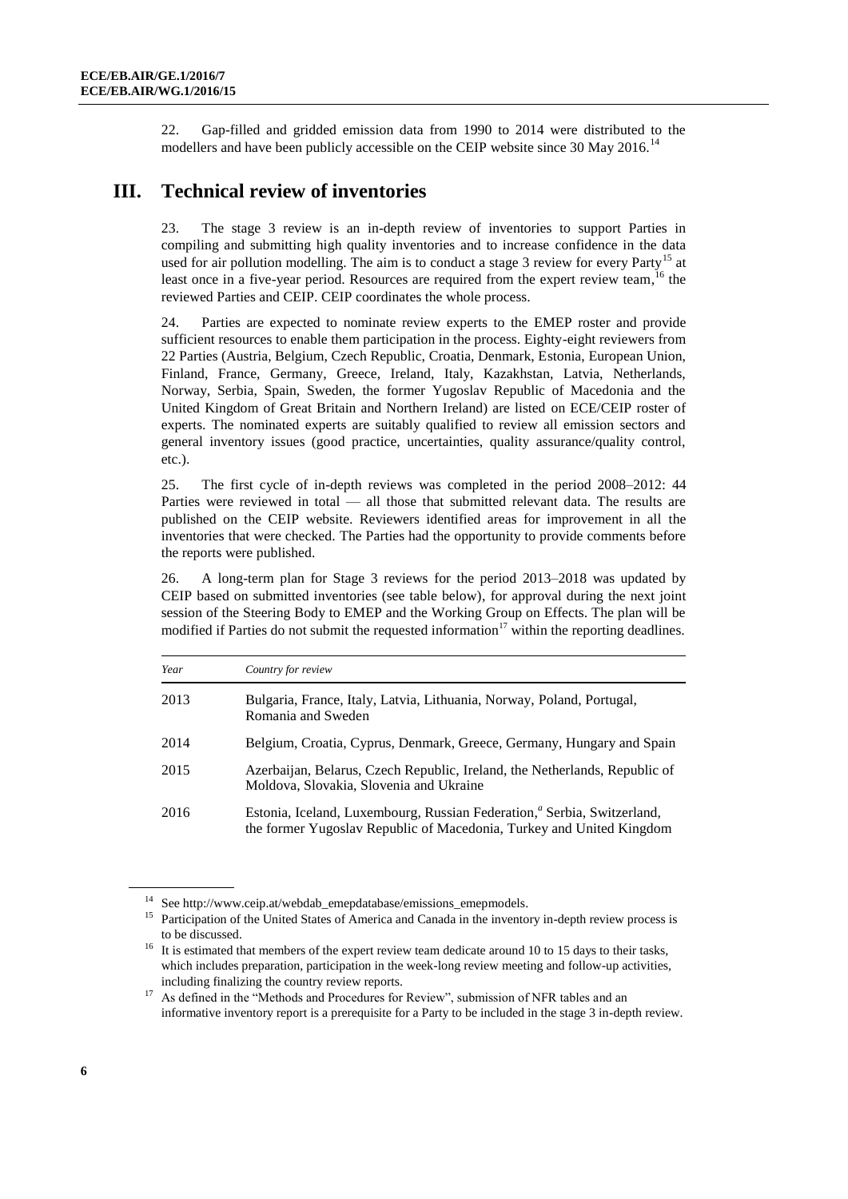22. Gap-filled and gridded emission data from 1990 to 2014 were distributed to the modellers and have been publicly accessible on the CEIP website since 30 May 2016.[14]

# III. Technical review of inventories

23. The stage 3 review is an in-depth review of inventories to support Parties in compiling and submitting high quality inventories and to increase confidence in the data used for air pollution modelling. The aim is to conduct a stage 3 review for every Party[15] at least once in a five-year period. Resources are required from the expert review team,[16] the reviewed Parties and CEIP. CEIP coordinates the whole process.

24. Parties are expected to nominate review experts to the EMEP roster and provide sufficient resources to enable them participation in the process. Eighty-eight reviewers from 22 Parties (Austria, Belgium, Czech Republic, Croatia, Denmark, Estonia, European Union, Finland, France, Germany, Greece, Ireland, Italy, Kazakhstan, Latvia, Netherlands, Norway, Serbia, Spain, Sweden, the former Yugoslav Republic of Macedonia and the United Kingdom of Great Britain and Northern Ireland) are listed on ECE/CEIP roster of experts. The nominated experts are suitably qualified to review all emission sectors and general inventory issues (good practice, uncertainties, quality assurance/quality control, etc.).

25. The first cycle of in-depth reviews was completed in the period 2008–2012: 44 Parties were reviewed in total — all those that submitted relevant data. The results are published on the CEIP website. Reviewers identified areas for improvement in all the inventories that were checked. The Parties had the opportunity to provide comments before the reports were published.

26. A long-term plan for Stage 3 reviews for the period 2013–2018 was updated by CEIP based on submitted inventories (see table below), for approval during the next joint session of the Steering Body to EMEP and the Working Group on Effects. The plan will be modified if Parties do not submit the requested information[17] within the reporting deadlines.

| *Year* | *Country for review* |
|---|---|
| 2013 | Bulgaria, France, Italy, Latvia, Lithuania, Norway, Poland, Portugal, Romania and Sweden |
| 2014 | Belgium, Croatia, Cyprus, Denmark, Greece, Germany, Hungary and Spain |
| 2015 | Azerbaijan, Belarus, Czech Republic, Ireland, the Netherlands, Republic of Moldova, Slovakia, Slovenia and Ukraine |
| 2016 | Estonia, Iceland, Luxembourg, Russian Federation,[a] Serbia, Switzerland, the former Yugoslav Republic of Macedonia, Turkey and United Kingdom |

[14] See http://www.ceip.at/webdab_emepdatabase/emissions_emepmodels.

[15] Participation of the United States of America and Canada in the inventory in-depth review process is to be discussed.

[16] It is estimated that members of the expert review team dedicate around 10 to 15 days to their tasks, which includes preparation, participation in the week-long review meeting and follow-up activities, including finalizing the country review reports.

[17] As defined in the "Methods and Procedures for Review", submission of NFR tables and an informative inventory report is a prerequisite for a Party to be included in the stage 3 in-depth review.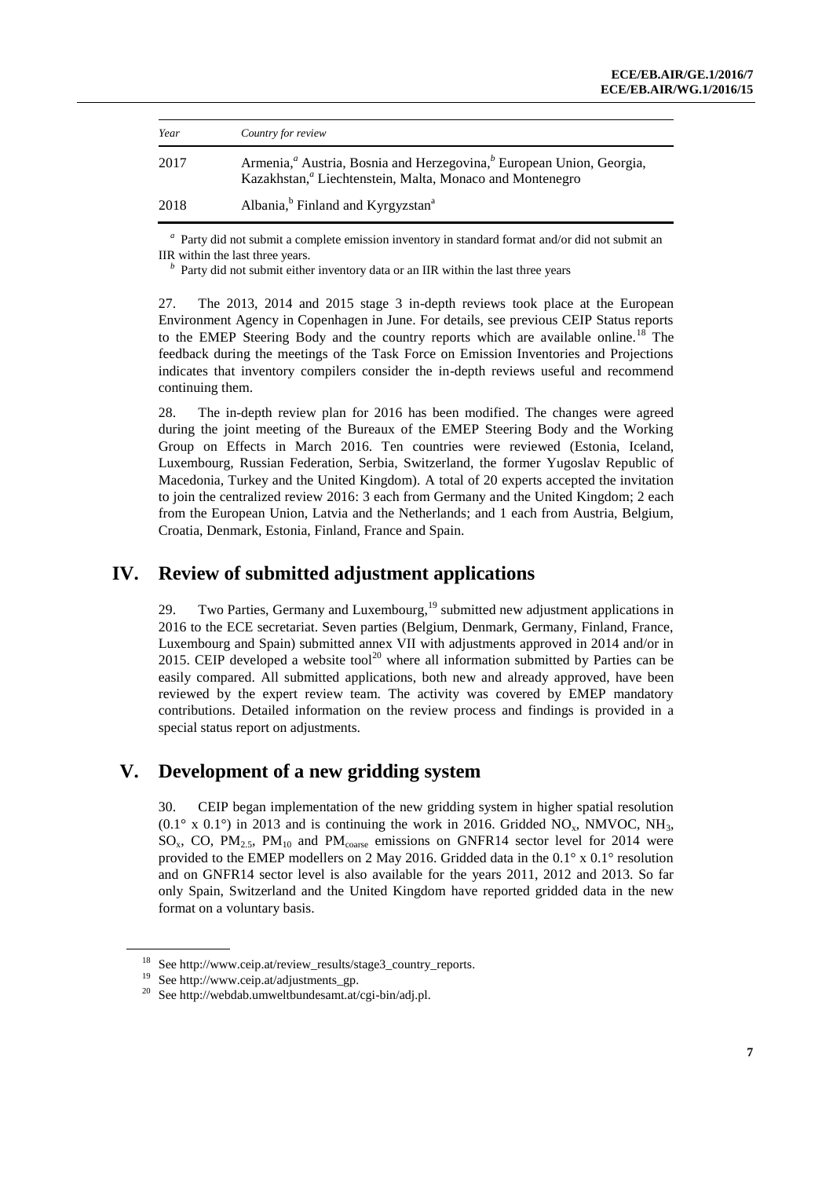| *Year* | *Country for review* |
| --- | --- |
| 2017 | Armenia,[a] Austria, Bosnia and Herzegovina,[b] European Union, Georgia, Kazakhstan,[a] Liechtenstein, Malta, Monaco and Montenegro |
| 2018 | Albania,[b] Finland and Kyrgyzstan[a] |

[a] Party did not submit a complete emission inventory in standard format and/or did not submit an IIR within the last three years.

[b] Party did not submit either inventory data or an IIR within the last three years

27. The 2013, 2014 and 2015 stage 3 in-depth reviews took place at the European Environment Agency in Copenhagen in June. For details, see previous CEIP Status reports to the EMEP Steering Body and the country reports which are available online.[18] The feedback during the meetings of the Task Force on Emission Inventories and Projections indicates that inventory compilers consider the in-depth reviews useful and recommend continuing them.

28. The in-depth review plan for 2016 has been modified. The changes were agreed during the joint meeting of the Bureaux of the EMEP Steering Body and the Working Group on Effects in March 2016. Ten countries were reviewed (Estonia, Iceland, Luxembourg, Russian Federation, Serbia, Switzerland, the former Yugoslav Republic of Macedonia, Turkey and the United Kingdom). A total of 20 experts accepted the invitation to join the centralized review 2016: 3 each from Germany and the United Kingdom; 2 each from the European Union, Latvia and the Netherlands; and 1 each from Austria, Belgium, Croatia, Denmark, Estonia, Finland, France and Spain.

# IV. Review of submitted adjustment applications

29. Two Parties, Germany and Luxembourg,[19] submitted new adjustment applications in 2016 to the ECE secretariat. Seven parties (Belgium, Denmark, Germany, Finland, France, Luxembourg and Spain) submitted annex VII with adjustments approved in 2014 and/or in 2015. CEIP developed a website tool[20] where all information submitted by Parties can be easily compared. All submitted applications, both new and already approved, have been reviewed by the expert review team. The activity was covered by EMEP mandatory contributions. Detailed information on the review process and findings is provided in a special status report on adjustments.

# V. Development of a new gridding system

30. CEIP began implementation of the new gridding system in higher spatial resolution (0.1° x 0.1°) in 2013 and is continuing the work in 2016. Gridded $NO_x$, NMVOC, $NH_3$, $SO_x$, CO, $PM_{2.5}$, $PM_{10}$ and $PM_{coarse}$ emissions on GNFR14 sector level for 2014 were provided to the EMEP modellers on 2 May 2016. Gridded data in the 0.1° x 0.1° resolution and on GNFR14 sector level is also available for the years 2011, 2012 and 2013. So far only Spain, Switzerland and the United Kingdom have reported gridded data in the new format on a voluntary basis.

---

[18] See http://www.ceip.at/review_results/stage3_country_reports.

[19] See http://www.ceip.at/adjustments_gp.

[20] See http://webdab.umweltbundesamt.at/cgi-bin/adj.pl.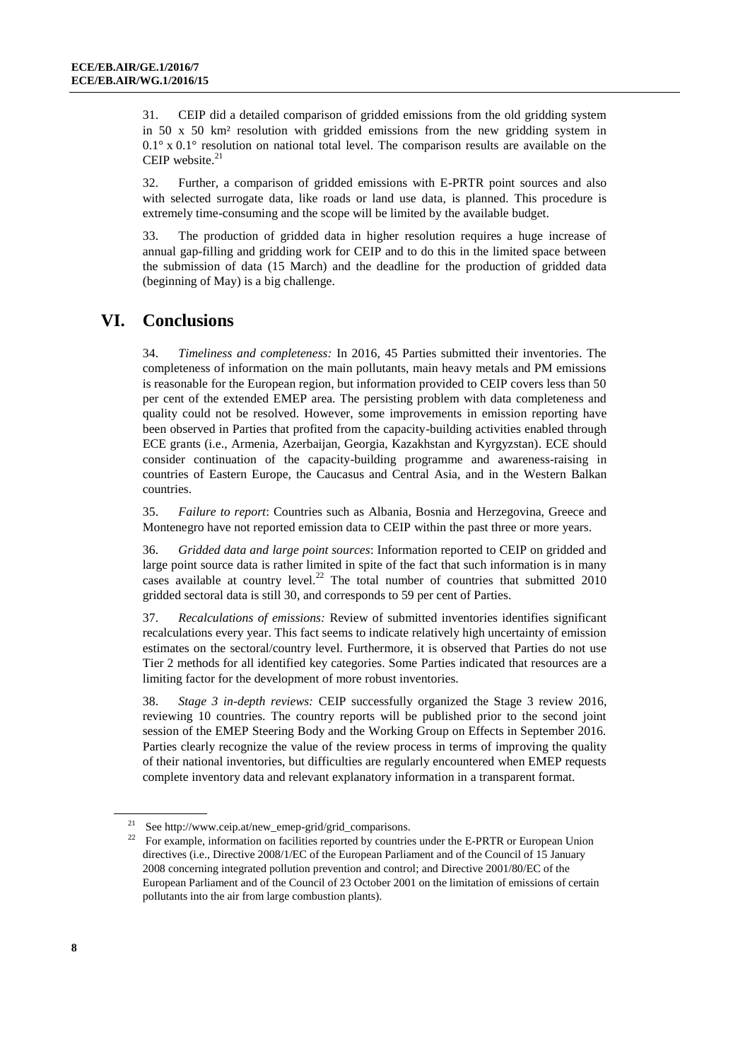31. CEIP did a detailed comparison of gridded emissions from the old gridding system in 50 x 50 km² resolution with gridded emissions from the new gridding system in 0.1° x 0.1° resolution on national total level. The comparison results are available on the CEIP website.[21]

32. Further, a comparison of gridded emissions with E-PRTR point sources and also with selected surrogate data, like roads or land use data, is planned. This procedure is extremely time-consuming and the scope will be limited by the available budget.

33. The production of gridded data in higher resolution requires a huge increase of annual gap-filling and gridding work for CEIP and to do this in the limited space between the submission of data (15 March) and the deadline for the production of gridded data (beginning of May) is a big challenge.

# VI. Conclusions

34. *Timeliness and completeness:* In 2016, 45 Parties submitted their inventories. The completeness of information on the main pollutants, main heavy metals and PM emissions is reasonable for the European region, but information provided to CEIP covers less than 50 per cent of the extended EMEP area. The persisting problem with data completeness and quality could not be resolved. However, some improvements in emission reporting have been observed in Parties that profited from the capacity-building activities enabled through ECE grants (i.e., Armenia, Azerbaijan, Georgia, Kazakhstan and Kyrgyzstan). ECE should consider continuation of the capacity-building programme and awareness-raising in countries of Eastern Europe, the Caucasus and Central Asia, and in the Western Balkan countries.

35. *Failure to report*: Countries such as Albania, Bosnia and Herzegovina, Greece and Montenegro have not reported emission data to CEIP within the past three or more years.

36. *Gridded data and large point sources*: Information reported to CEIP on gridded and large point source data is rather limited in spite of the fact that such information is in many cases available at country level.[22] The total number of countries that submitted 2010 gridded sectoral data is still 30, and corresponds to 59 per cent of Parties.

37. *Recalculations of emissions:* Review of submitted inventories identifies significant recalculations every year. This fact seems to indicate relatively high uncertainty of emission estimates on the sectoral/country level. Furthermore, it is observed that Parties do not use Tier 2 methods for all identified key categories. Some Parties indicated that resources are a limiting factor for the development of more robust inventories.

38. *Stage 3 in-depth reviews:* CEIP successfully organized the Stage 3 review 2016, reviewing 10 countries. The country reports will be published prior to the second joint session of the EMEP Steering Body and the Working Group on Effects in September 2016. Parties clearly recognize the value of the review process in terms of improving the quality of their national inventories, but difficulties are regularly encountered when EMEP requests complete inventory data and relevant explanatory information in a transparent format.

---

[21] See http://www.ceip.at/new_emep-grid/grid_comparisons.

[22] For example, information on facilities reported by countries under the E-PRTR or European Union directives (i.e., Directive 2008/1/EC of the European Parliament and of the Council of 15 January 2008 concerning integrated pollution prevention and control; and Directive 2001/80/EC of the European Parliament and of the Council of 23 October 2001 on the limitation of emissions of certain pollutants into the air from large combustion plants).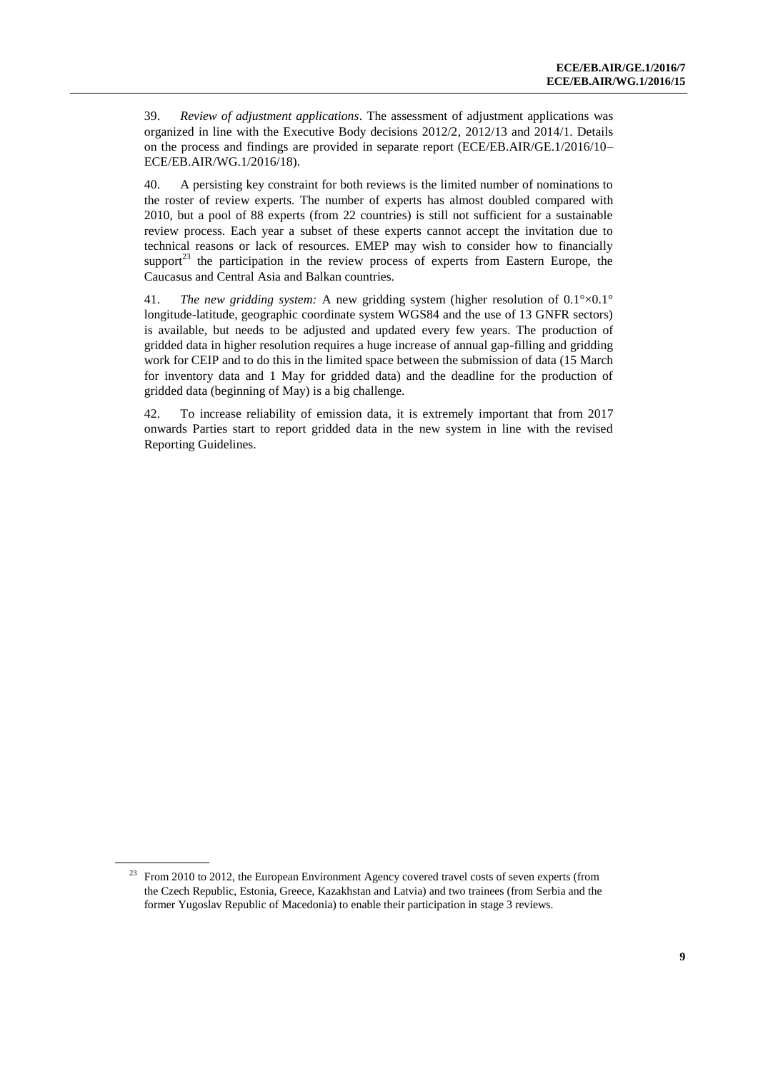39. *Review of adjustment applications*. The assessment of adjustment applications was organized in line with the Executive Body decisions 2012/2, 2012/13 and 2014/1. Details on the process and findings are provided in separate report (ECE/EB.AIR/GE.1/2016/10–ECE/EB.AIR/WG.1/2016/18).

40. A persisting key constraint for both reviews is the limited number of nominations to the roster of review experts. The number of experts has almost doubled compared with 2010, but a pool of 88 experts (from 22 countries) is still not sufficient for a sustainable review process. Each year a subset of these experts cannot accept the invitation due to technical reasons or lack of resources. EMEP may wish to consider how to financially support[23] the participation in the review process of experts from Eastern Europe, the Caucasus and Central Asia and Balkan countries.

41. *The new gridding system:* A new gridding system (higher resolution of 0.1°×0.1° longitude-latitude, geographic coordinate system WGS84 and the use of 13 GNFR sectors) is available, but needs to be adjusted and updated every few years. The production of gridded data in higher resolution requires a huge increase of annual gap-filling and gridding work for CEIP and to do this in the limited space between the submission of data (15 March for inventory data and 1 May for gridded data) and the deadline for the production of gridded data (beginning of May) is a big challenge.

42. To increase reliability of emission data, it is extremely important that from 2017 onwards Parties start to report gridded data in the new system in line with the revised Reporting Guidelines.

---

[23] From 2010 to 2012, the European Environment Agency covered travel costs of seven experts (from the Czech Republic, Estonia, Greece, Kazakhstan and Latvia) and two trainees (from Serbia and the former Yugoslav Republic of Macedonia) to enable their participation in stage 3 reviews.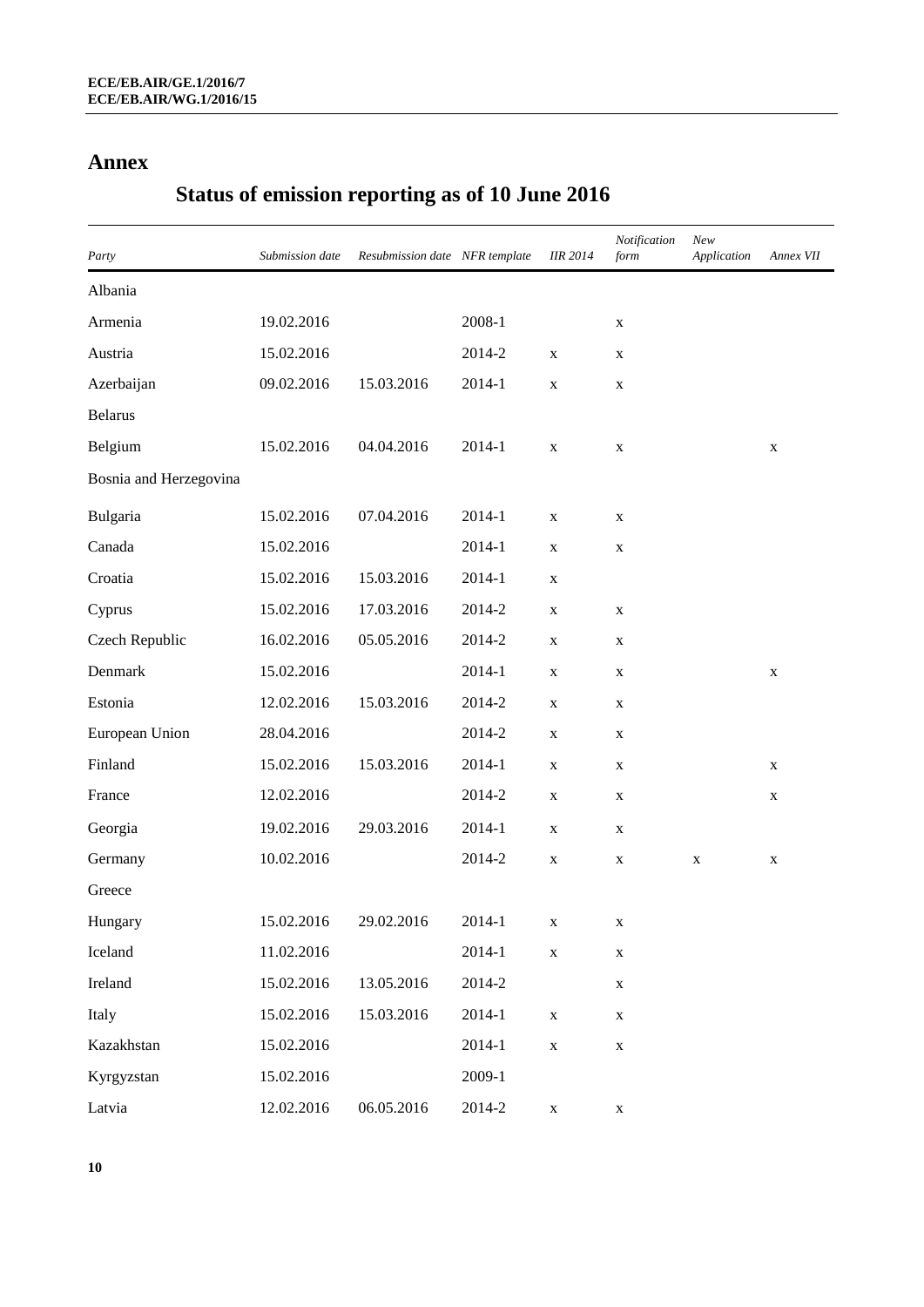# Annex

## Status of emission reporting as of 10 June 2016

| *Party* | *Submission date* | *Resubmission date* | *NFR template* | *IIR 2014* | *Notification form* | *New Application* | *Annex VII* |
|---|---|---|---|---|---|---|---|
| Albania | | | | | | | |
| Armenia | 19.02.2016 | | 2008-1 | | x | | |
| Austria | 15.02.2016 | | 2014-2 | x | x | | |
| Azerbaijan | 09.02.2016 | 15.03.2016 | 2014-1 | x | x | | |
| Belarus | | | | | | | |
| Belgium | 15.02.2016 | 04.04.2016 | 2014-1 | x | x | | x |
| Bosnia and Herzegovina | | | | | | | |
| Bulgaria | 15.02.2016 | 07.04.2016 | 2014-1 | x | x | | |
| Canada | 15.02.2016 | | 2014-1 | x | x | | |
| Croatia | 15.02.2016 | 15.03.2016 | 2014-1 | x | | | |
| Cyprus | 15.02.2016 | 17.03.2016 | 2014-2 | x | x | | |
| Czech Republic | 16.02.2016 | 05.05.2016 | 2014-2 | x | x | | |
| Denmark | 15.02.2016 | | 2014-1 | x | x | | x |
| Estonia | 12.02.2016 | 15.03.2016 | 2014-2 | x | x | | |
| European Union | 28.04.2016 | | 2014-2 | x | x | | |
| Finland | 15.02.2016 | 15.03.2016 | 2014-1 | x | x | | x |
| France | 12.02.2016 | | 2014-2 | x | x | | x |
| Georgia | 19.02.2016 | 29.03.2016 | 2014-1 | x | x | | |
| Germany | 10.02.2016 | | 2014-2 | x | x | x | x |
| Greece | | | | | | | |
| Hungary | 15.02.2016 | 29.02.2016 | 2014-1 | x | x | | |
| Iceland | 11.02.2016 | | 2014-1 | x | x | | |
| Ireland | 15.02.2016 | 13.05.2016 | 2014-2 | | x | | |
| Italy | 15.02.2016 | 15.03.2016 | 2014-1 | x | x | | |
| Kazakhstan | 15.02.2016 | | 2014-1 | x | x | | |
| Kyrgyzstan | 15.02.2016 | | 2009-1 | | | | |
| Latvia | 12.02.2016 | 06.05.2016 | 2014-2 | x | x | | |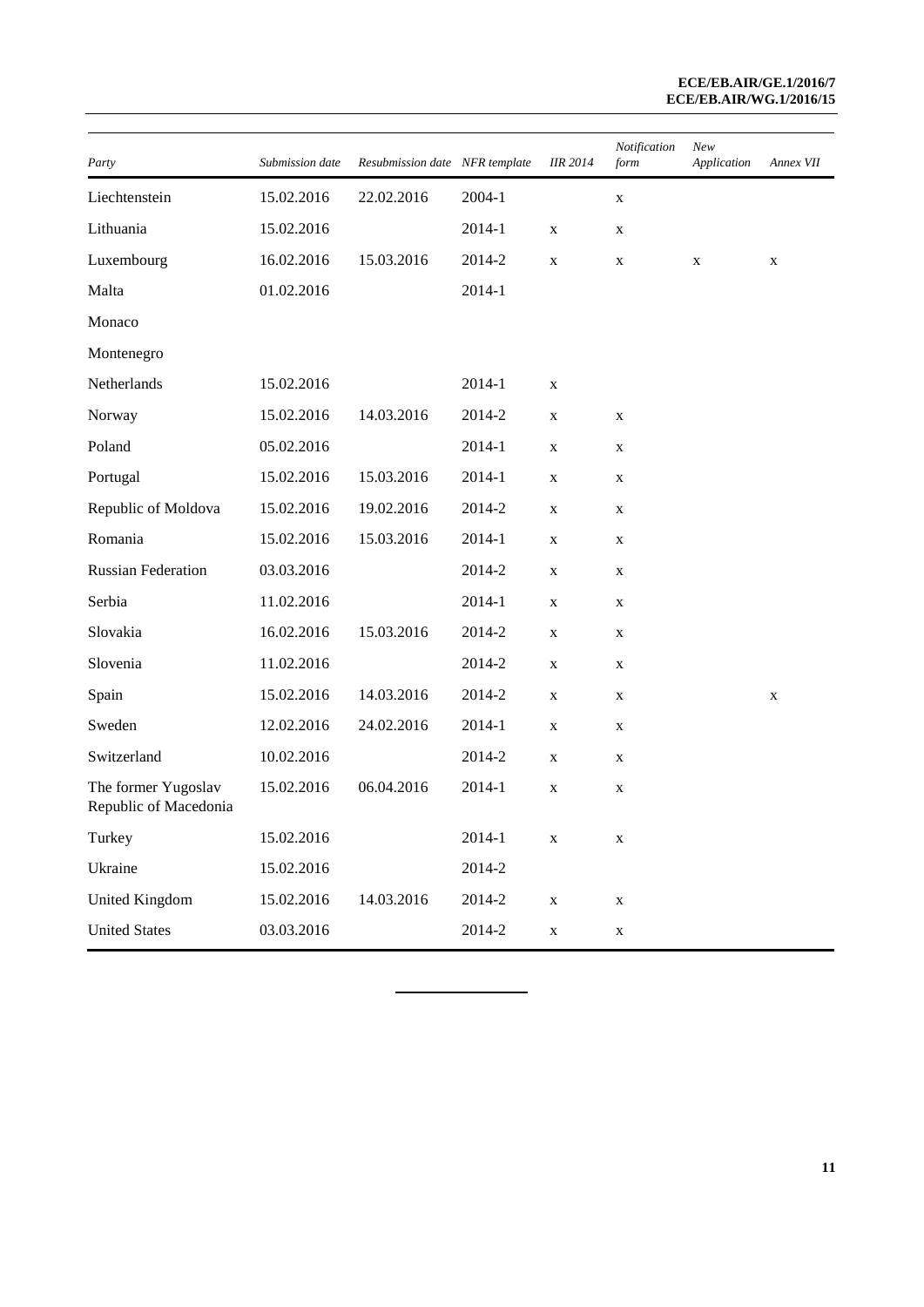| Party | Submission date | Resubmission date | NFR template | IIR 2014 | Notification form | New Application | Annex VII |
|---|---|---|---|---|---|---|---|
| Liechtenstein | 15.02.2016 | 22.02.2016 | 2004-1 | | x | | |
| Lithuania | 15.02.2016 | | 2014-1 | x | x | | |
| Luxembourg | 16.02.2016 | 15.03.2016 | 2014-2 | x | x | x | x |
| Malta | 01.02.2016 | | 2014-1 | | | | |
| Monaco | | | | | | | |
| Montenegro | | | | | | | |
| Netherlands | 15.02.2016 | | 2014-1 | x | | | |
| Norway | 15.02.2016 | 14.03.2016 | 2014-2 | x | x | | |
| Poland | 05.02.2016 | | 2014-1 | x | x | | |
| Portugal | 15.02.2016 | 15.03.2016 | 2014-1 | x | x | | |
| Republic of Moldova | 15.02.2016 | 19.02.2016 | 2014-2 | x | x | | |
| Romania | 15.02.2016 | 15.03.2016 | 2014-1 | x | x | | |
| Russian Federation | 03.03.2016 | | 2014-2 | x | x | | |
| Serbia | 11.02.2016 | | 2014-1 | x | x | | |
| Slovakia | 16.02.2016 | 15.03.2016 | 2014-2 | x | x | | |
| Slovenia | 11.02.2016 | | 2014-2 | x | x | | |
| Spain | 15.02.2016 | 14.03.2016 | 2014-2 | x | x | | x |
| Sweden | 12.02.2016 | 24.02.2016 | 2014-1 | x | x | | |
| Switzerland | 10.02.2016 | | 2014-2 | x | x | | |
| The former Yugoslav Republic of Macedonia | 15.02.2016 | 06.04.2016 | 2014-1 | x | x | | |
| Turkey | 15.02.2016 | | 2014-1 | x | x | | |
| Ukraine | 15.02.2016 | | 2014-2 | | | | |
| United Kingdom | 15.02.2016 | 14.03.2016 | 2014-2 | x | x | | |
| United States | 03.03.2016 | | 2014-2 | x | x | | |